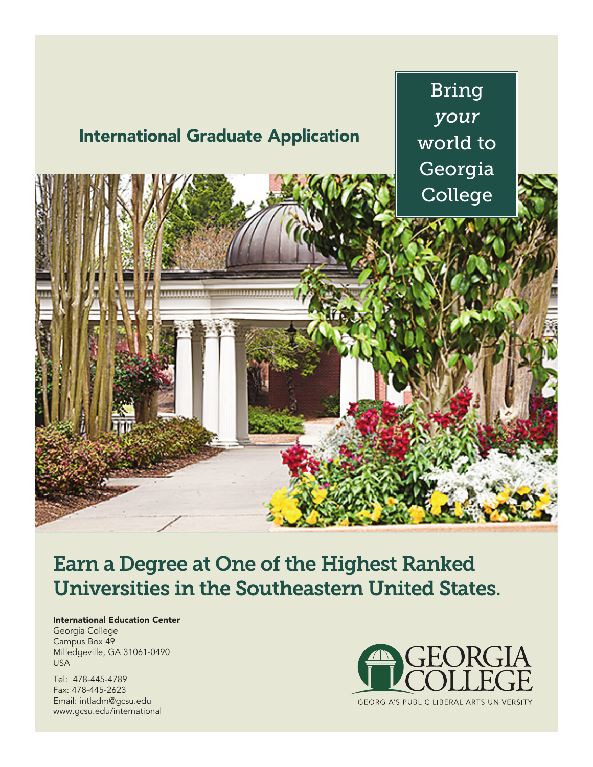# International Graduate Application

Bring *your* world to Georgia College

## Earn a Degree at One of the Highest Ranked Universities in the Southeastern United States.

**International Education Center**
Georgia College
Campus Box 49
Milledgeville, GA 31061-0490
USA

Tel: 478-445-4789
Fax: 478-445-2623
Email: intladm@gcsu.edu
www.gcsu.edu/international

GEORGIA COLLEGE
GEORGIA'S PUBLIC LIBERAL ARTS UNIVERSITY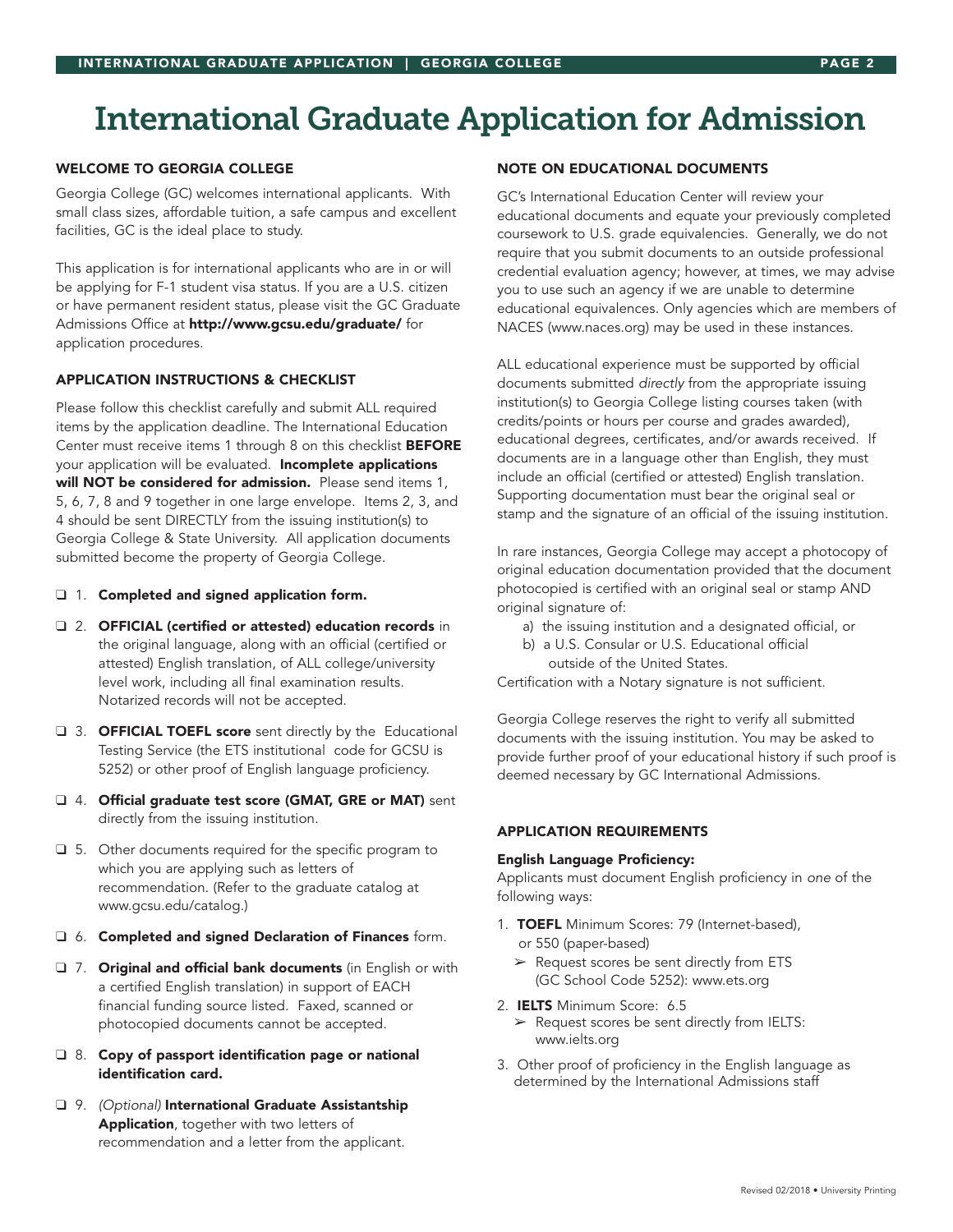# International Graduate Application for Admission

## WELCOME TO GEORGIA COLLEGE

Georgia College (GC) welcomes international applicants. With small class sizes, affordable tuition, a safe campus and excellent facilities, GC is the ideal place to study.

This application is for international applicants who are in or will be applying for F-1 student visa status. If you are a U.S. citizen or have permanent resident status, please visit the GC Graduate Admissions Office at **http://www.gcsu.edu/graduate/** for application procedures.

## APPLICATION INSTRUCTIONS & CHECKLIST

Please follow this checklist carefully and submit ALL required items by the application deadline. The International Education Center must receive items 1 through 8 on this checklist **BEFORE** your application will be evaluated. **Incomplete applications will NOT be considered for admission.** Please send items 1, 5, 6, 7, 8 and 9 together in one large envelope. Items 2, 3, and 4 should be sent DIRECTLY from the issuing institution(s) to Georgia College & State University. All application documents submitted become the property of Georgia College.

- ❑ 1. **Completed and signed application form.**
- ❑ 2. **OFFICIAL (certified or attested) education records** in the original language, along with an official (certified or attested) English translation, of ALL college/university level work, including all final examination results. Notarized records will not be accepted.
- ❑ 3. **OFFICIAL TOEFL score** sent directly by the Educational Testing Service (the ETS institutional code for GCSU is 5252) or other proof of English language proficiency.
- ❑ 4. **Official graduate test score (GMAT, GRE or MAT)** sent directly from the issuing institution.
- ❑ 5. Other documents required for the specific program to which you are applying such as letters of recommendation. (Refer to the graduate catalog at www.gcsu.edu/catalog.)
- ❑ 6. **Completed and signed Declaration of Finances** form.
- ❑ 7. **Original and official bank documents** (in English or with a certified English translation) in support of EACH financial funding source listed. Faxed, scanned or photocopied documents cannot be accepted.
- ❑ 8. **Copy of passport identification page or national identification card.**
- ❑ 9. *(Optional)* **International Graduate Assistantship Application**, together with two letters of recommendation and a letter from the applicant.

## NOTE ON EDUCATIONAL DOCUMENTS

GC's International Education Center will review your educational documents and equate your previously completed coursework to U.S. grade equivalencies. Generally, we do not require that you submit documents to an outside professional credential evaluation agency; however, at times, we may advise you to use such an agency if we are unable to determine educational equivalences. Only agencies which are members of NACES (www.naces.org) may be used in these instances.

ALL educational experience must be supported by official documents submitted *directly* from the appropriate issuing institution(s) to Georgia College listing courses taken (with credits/points or hours per course and grades awarded), educational degrees, certificates, and/or awards received. If documents are in a language other than English, they must include an official (certified or attested) English translation. Supporting documentation must bear the original seal or stamp and the signature of an official of the issuing institution.

In rare instances, Georgia College may accept a photocopy of original education documentation provided that the document photocopied is certified with an original seal or stamp AND original signature of:

a) the issuing institution and a designated official, or
b) a U.S. Consular or U.S. Educational official outside of the United States.

Certification with a Notary signature is not sufficient.

Georgia College reserves the right to verify all submitted documents with the issuing institution. You may be asked to provide further proof of your educational history if such proof is deemed necessary by GC International Admissions.

## APPLICATION REQUIREMENTS

### English Language Proficiency:

Applicants must document English proficiency in *one* of the following ways:

1. **TOEFL** Minimum Scores: 79 (Internet-based), or 550 (paper-based)
   - ➢ Request scores be sent directly from ETS (GC School Code 5252): www.ets.org
2. **IELTS** Minimum Score: 6.5
   - ➢ Request scores be sent directly from IELTS: www.ielts.org
3. Other proof of proficiency in the English language as determined by the International Admissions staff

Revised 02/2018 • University Printing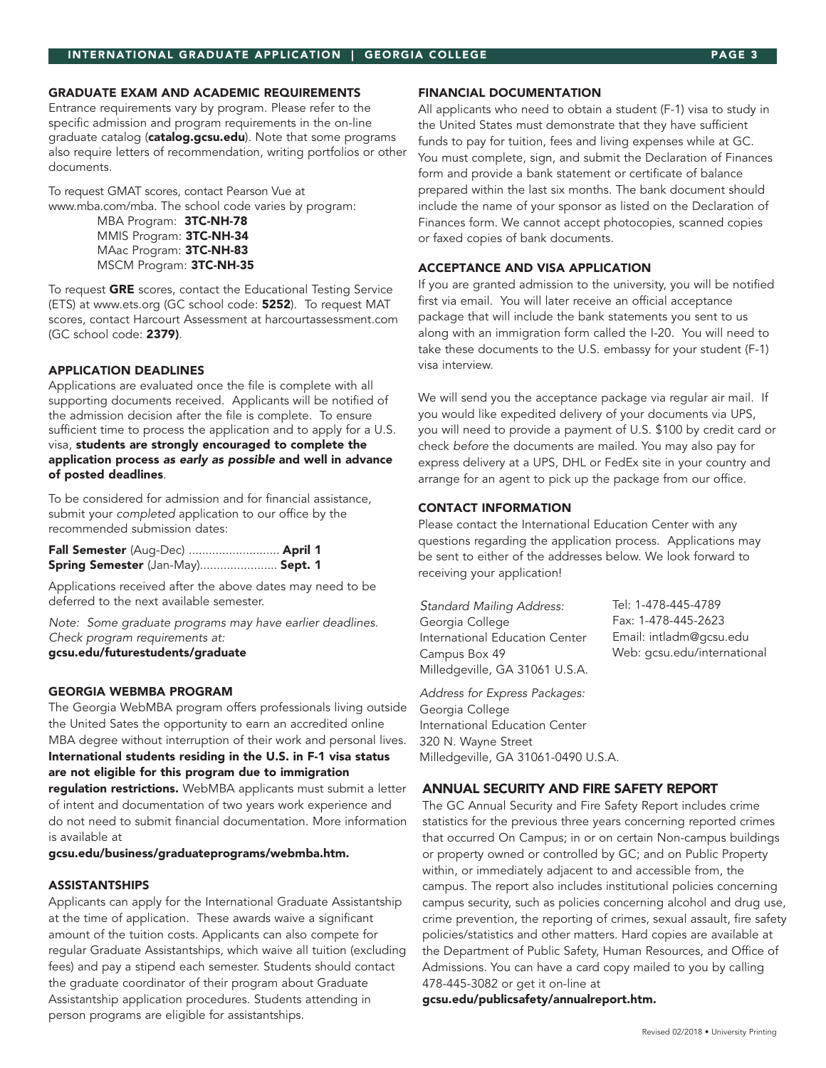## GRADUATE EXAM AND ACADEMIC REQUIREMENTS

Entrance requirements vary by program. Please refer to the specific admission and program requirements in the on-line graduate catalog (**catalog.gcsu.edu**). Note that some programs also require letters of recommendation, writing portfolios or other documents.

To request GMAT scores, contact Pearson Vue at www.mba.com/mba. The school code varies by program:

MBA Program: **3TC-NH-78**
MMIS Program: **3TC-NH-34**
MAac Program: **3TC-NH-83**
MSCM Program: **3TC-NH-35**

To request **GRE** scores, contact the Educational Testing Service (ETS) at www.ets.org (GC school code: **5252**). To request MAT scores, contact Harcourt Assessment at harcourtassessment.com (GC school code: **2379)**.

## APPLICATION DEADLINES

Applications are evaluated once the file is complete with all supporting documents received. Applicants will be notified of the admission decision after the file is complete. To ensure sufficient time to process the application and to apply for a U.S. visa, **students are strongly encouraged to complete the application process *as early as possible* and well in advance of posted deadlines**.

To be considered for admission and for financial assistance, submit your *completed* application to our office by the recommended submission dates:

**Fall Semester** (Aug-Dec) .......................... **April 1**
**Spring Semester** (Jan-May)...................... **Sept. 1**

Applications received after the above dates may need to be deferred to the next available semester.

*Note: Some graduate programs may have earlier deadlines. Check program requirements at:*
**gcsu.edu/futurestudents/graduate**

## GEORGIA WEBMBA PROGRAM

The Georgia WebMBA program offers professionals living outside the United Sates the opportunity to earn an accredited online MBA degree without interruption of their work and personal lives. **International students residing in the U.S. in F-1 visa status are not eligible for this program due to immigration regulation restrictions.** WebMBA applicants must submit a letter of intent and documentation of two years work experience and do not need to submit financial documentation. More information is available at

**gcsu.edu/business/graduateprograms/webmba.htm.**

## ASSISTANTSHIPS

Applicants can apply for the International Graduate Assistantship at the time of application. These awards waive a significant amount of the tuition costs. Applicants can also compete for regular Graduate Assistantships, which waive all tuition (excluding fees) and pay a stipend each semester. Students should contact the graduate coordinator of their program about Graduate Assistantship application procedures. Students attending in person programs are eligible for assistantships.

## FINANCIAL DOCUMENTATION

All applicants who need to obtain a student (F-1) visa to study in the United States must demonstrate that they have sufficient funds to pay for tuition, fees and living expenses while at GC. You must complete, sign, and submit the Declaration of Finances form and provide a bank statement or certificate of balance prepared within the last six months. The bank document should include the name of your sponsor as listed on the Declaration of Finances form. We cannot accept photocopies, scanned copies or faxed copies of bank documents.

## ACCEPTANCE AND VISA APPLICATION

If you are granted admission to the university, you will be notified first via email. You will later receive an official acceptance package that will include the bank statements you sent to us along with an immigration form called the I-20. You will need to take these documents to the U.S. embassy for your student (F-1) visa interview.

We will send you the acceptance package via regular air mail. If you would like expedited delivery of your documents via UPS, you will need to provide a payment of U.S. $100 by credit card or check *before* the documents are mailed. You may also pay for express delivery at a UPS, DHL or FedEx site in your country and arrange for an agent to pick up the package from our office.

## CONTACT INFORMATION

Please contact the International Education Center with any questions regarding the application process. Applications may be sent to either of the addresses below. We look forward to receiving your application!

*Standard Mailing Address:*
Georgia College
International Education Center
Campus Box 49
Milledgeville, GA 31061 U.S.A.

Tel: 1-478-445-4789
Fax: 1-478-445-2623
Email: intladm@gcsu.edu
Web: gcsu.edu/international

*Address for Express Packages:*
Georgia College
International Education Center
320 N. Wayne Street
Milledgeville, GA 31061-0490 U.S.A.

## ANNUAL SECURITY AND FIRE SAFETY REPORT

The GC Annual Security and Fire Safety Report includes crime statistics for the previous three years concerning reported crimes that occurred On Campus; in or on certain Non-campus buildings or property owned or controlled by GC; and on Public Property within, or immediately adjacent to and accessible from, the campus. The report also includes institutional policies concerning campus security, such as policies concerning alcohol and drug use, crime prevention, the reporting of crimes, sexual assault, fire safety policies/statistics and other matters. Hard copies are available at the Department of Public Safety, Human Resources, and Office of Admissions. You can have a card copy mailed to you by calling 478-445-3082 or get it on-line at

**gcsu.edu/publicsafety/annualreport.htm.**

Revised 02/2018 • University Printing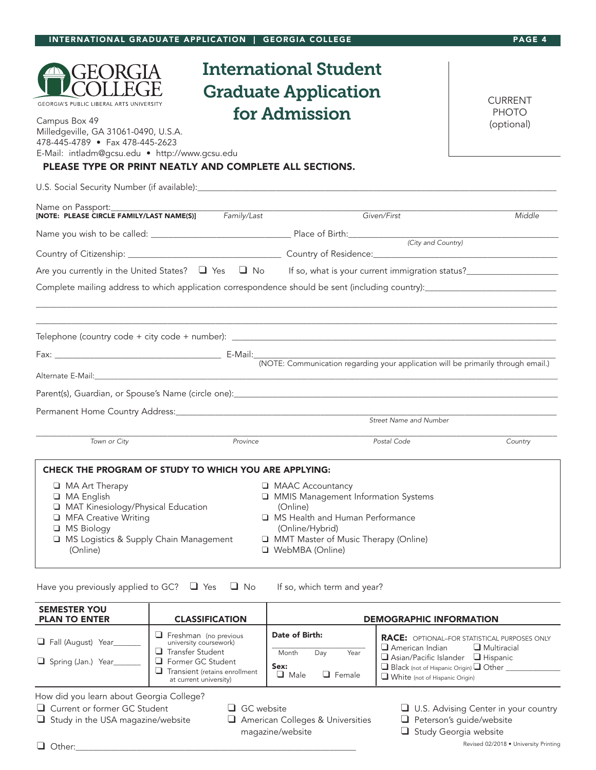# International Student Graduate Application for Admission

GEORGIA COLLEGE
GEORGIA'S PUBLIC LIBERAL ARTS UNIVERSITY

Campus Box 49
Milledgeville, GA 31061-0490, U.S.A.
478-445-4789 • Fax 478-445-2623
E-Mail: intladm@gcsu.edu • http://www.gcsu.edu

CURRENT PHOTO (optional)

**PLEASE TYPE OR PRINT NEATLY AND COMPLETE ALL SECTIONS.**

U.S. Social Security Number (if available):_______________

Name on Passport:_______________
**[NOTE: PLEASE CIRCLE FAMILY/LAST NAME(S)]** *Family/Last* *Given/First* *Middle*

Name you wish to be called: _______________ Place of Birth:_______________ *(City and Country)*

Country of Citizenship: _______________ Country of Residence:_______________

Are you currently in the United States? ❑ Yes ❑ No If so, what is your current immigration status?_______________

Complete mailing address to which application correspondence should be sent (including country):_______________

_______________

_______________

Telephone (country code + city code + number): _______________

Fax: _______________ E-Mail:_______________
(NOTE: Communication regarding your application will be primarily through email.)

Alternate E-Mail:_______________

Parent(s), Guardian, or Spouse's Name (circle one):_______________

Permanent Home Country Address:_______________ *Street Name and Number*

_______________
*Town or City* *Province* *Postal Code* *Country*

**CHECK THE PROGRAM OF STUDY TO WHICH YOU ARE APPLYING:**

- ❑ MA Art Therapy
- ❑ MA English
- ❑ MAT Kinesiology/Physical Education
- ❑ MFA Creative Writing
- ❑ MS Biology
- ❑ MS Logistics & Supply Chain Management (Online)
- ❑ MAAC Accountancy
- ❑ MMIS Management Information Systems (Online)
- ❑ MS Health and Human Performance (Online/Hybrid)
- ❑ MMT Master of Music Therapy (Online)
- ❑ WebMBA (Online)

Have you previously applied to GC? ❑ Yes ❑ No If so, which term and year?

| SEMESTER YOU PLAN TO ENTER | CLASSIFICATION | DEMOGRAPHIC INFORMATION | |
|---|---|---|---|
| ❑ Fall (August) Year_______<br>❑ Spring (Jan.) Year_______ | ❑ Freshman (no previous university coursework)<br>❑ Transfer Student<br>❑ Former GC Student<br>❑ Transient (retains enrollment at current university) | **Date of Birth:**<br>_______________<br>Month Day Year<br>**Sex:**<br>❑ Male ❑ Female | **RACE:** OPTIONAL–FOR STATISTICAL PURPOSES ONLY<br>❑ American Indian ❑ Multiracial<br>❑ Asian/Pacific Islander ❑ Hispanic<br>❑ Black (not of Hispanic Origin) ❑ Other _______<br>❑ White (not of Hispanic Origin) |

How did you learn about Georgia College?

- ❑ Current or former GC Student
- ❑ Study in the USA magazine/website
- ❑ GC website
- ❑ American Colleges & Universities magazine/website
- ❑ U.S. Advising Center in your country
- ❑ Peterson's guide/website
- ❑ Study Georgia website
- ❑ Other:_______________

Revised 02/2018 • University Printing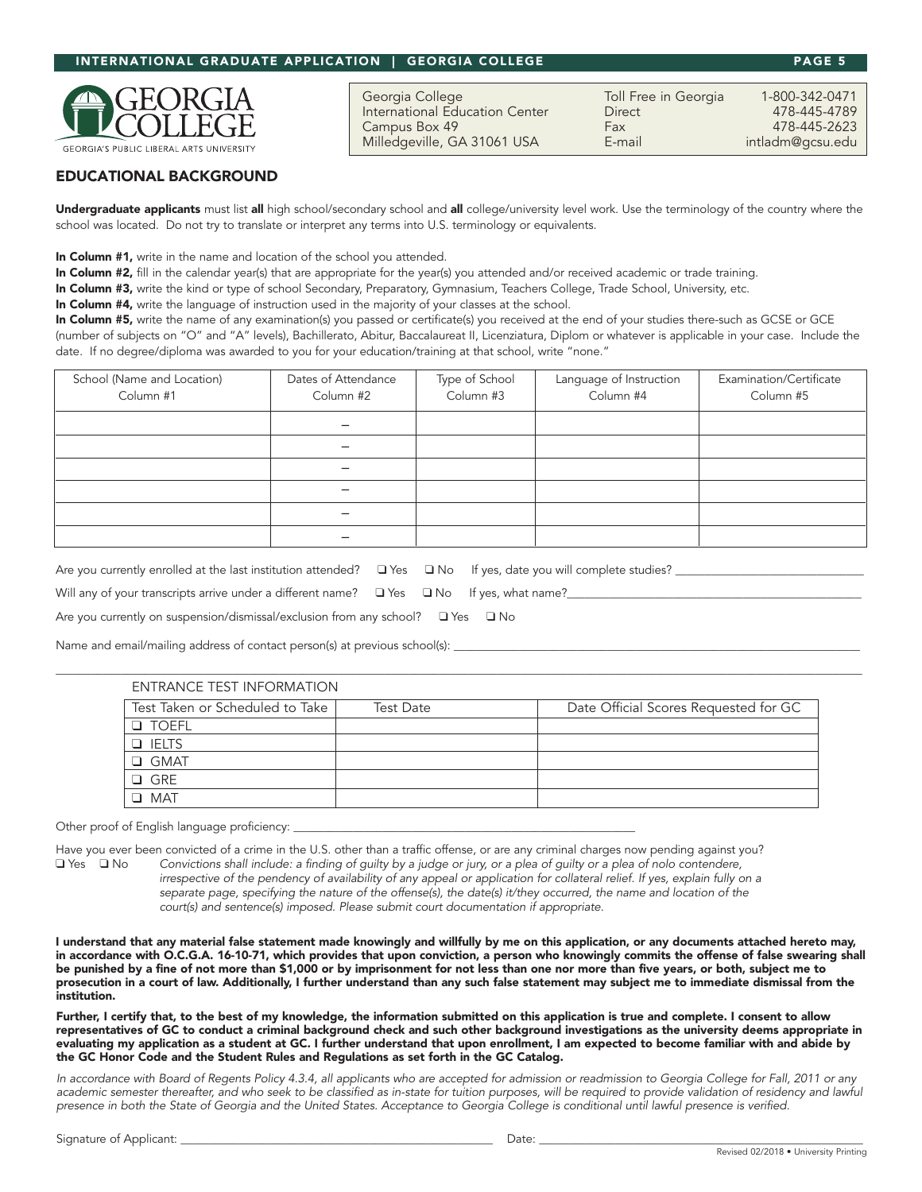Georgia College
International Education Center
Campus Box 49
Milledgeville, GA 31061 USA

Toll Free in Georgia 1-800-342-0471
Direct 478-445-4789
Fax 478-445-2623
E-mail intladm@gcsu.edu

## EDUCATIONAL BACKGROUND

**Undergraduate applicants** must list **all** high school/secondary school and **all** college/university level work. Use the terminology of the country where the school was located. Do not try to translate or interpret any terms into U.S. terminology or equivalents.

**In Column #1,** write in the name and location of the school you attended.

**In Column #2,** fill in the calendar year(s) that are appropriate for the year(s) you attended and/or received academic or trade training.

**In Column #3,** write the kind or type of school Secondary, Preparatory, Gymnasium, Teachers College, Trade School, University, etc.

**In Column #4,** write the language of instruction used in the majority of your classes at the school.

**In Column #5,** write the name of any examination(s) you passed or certificate(s) you received at the end of your studies there-such as GCSE or GCE (number of subjects on "O" and "A" levels), Bachillerato, Abitur, Baccalaureat II, Licenziatura, Diplom or whatever is applicable in your case. Include the date. If no degree/diploma was awarded to you for your education/training at that school, write "none."

| School (Name and Location) Column #1 | Dates of Attendance Column #2 | Type of School Column #3 | Language of Instruction Column #4 | Examination/Certificate Column #5 |
|---|---|---|---|---|
| | – | | | |
| | – | | | |
| | – | | | |
| | – | | | |
| | – | | | |
| | – | | | |

Are you currently enrolled at the last institution attended? ❑ Yes ❑ No If yes, date you will complete studies? ______________________________

Will any of your transcripts arrive under a different name? ❑ Yes ❑ No If yes, what name?______________________________

Are you currently on suspension/dismissal/exclusion from any school? ❑ Yes ❑ No

Name and email/mailing address of contact person(s) at previous school(s): ______________________________

ENTRANCE TEST INFORMATION

| Test Taken or Scheduled to Take | Test Date | Date Official Scores Requested for GC |
|---|---|---|
| ❑ TOEFL | | |
| ❑ IELTS | | |
| ❑ GMAT | | |
| ❑ GRE | | |
| ❑ MAT | | |

Other proof of English language proficiency: ______________________________

Have you ever been convicted of a crime in the U.S. other than a traffic offense, or are any criminal charges now pending against you?

❑ Yes ❑ No *Convictions shall include: a finding of guilty by a judge or jury, or a plea of guilty or a plea of nolo contendere, irrespective of the pendency of availability of any appeal or application for collateral relief. If yes, explain fully on a separate page, specifying the nature of the offense(s), the date(s) it/they occurred, the name and location of the court(s) and sentence(s) imposed. Please submit court documentation if appropriate.*

**I understand that any material false statement made knowingly and willfully by me on this application, or any documents attached hereto may, in accordance with O.C.G.A. 16-10-71, which provides that upon conviction, a person who knowingly commits the offense of false swearing shall be punished by a fine of not more than $1,000 or by imprisonment for not less than one nor more than five years, or both, subject me to prosecution in a court of law. Additionally, I further understand than any such false statement may subject me to immediate dismissal from the institution.**

**Further, I certify that, to the best of my knowledge, the information submitted on this application is true and complete. I consent to allow representatives of GC to conduct a criminal background check and such other background investigations as the university deems appropriate in evaluating my application as a student at GC. I further understand that upon enrollment, I am expected to become familiar with and abide by the GC Honor Code and the Student Rules and Regulations as set forth in the GC Catalog.**

*In accordance with Board of Regents Policy 4.3.4, all applicants who are accepted for admission or readmission to Georgia College for Fall, 2011 or any academic semester thereafter, and who seek to be classified as in-state for tuition purposes, will be required to provide validation of residency and lawful presence in both the State of Georgia and the United States. Acceptance to Georgia College is conditional until lawful presence is verified.*

Signature of Applicant: ______________________________ Date: ______________________________

Revised 02/2018 • University Printing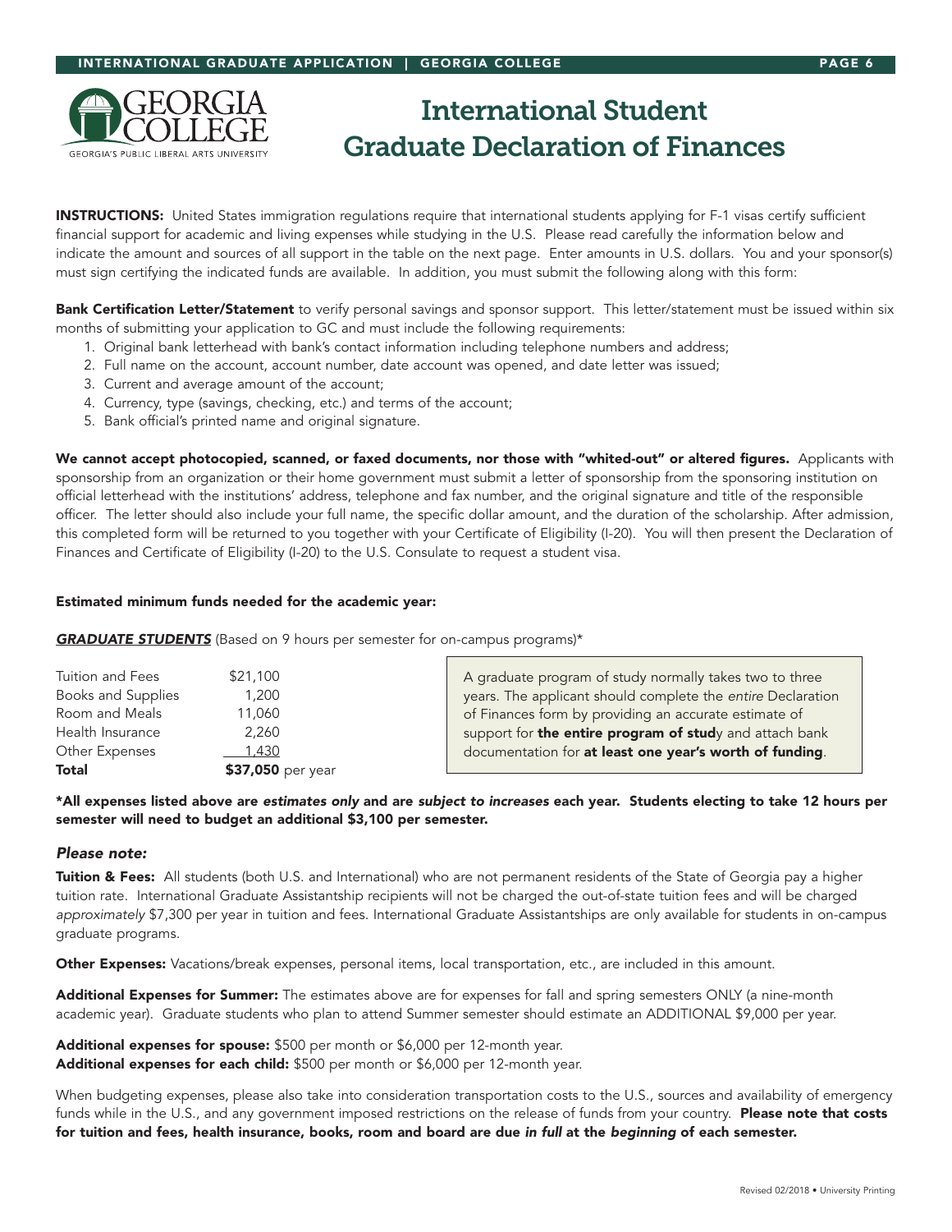# International Student Graduate Declaration of Finances

**INSTRUCTIONS:** United States immigration regulations require that international students applying for F-1 visas certify sufficient financial support for academic and living expenses while studying in the U.S. Please read carefully the information below and indicate the amount and sources of all support in the table on the next page. Enter amounts in U.S. dollars. You and your sponsor(s) must sign certifying the indicated funds are available. In addition, you must submit the following along with this form:

**Bank Certification Letter/Statement** to verify personal savings and sponsor support. This letter/statement must be issued within six months of submitting your application to GC and must include the following requirements:

1. Original bank letterhead with bank's contact information including telephone numbers and address;
2. Full name on the account, account number, date account was opened, and date letter was issued;
3. Current and average amount of the account;
4. Currency, type (savings, checking, etc.) and terms of the account;
5. Bank official's printed name and original signature.

**We cannot accept photocopied, scanned, or faxed documents, nor those with "whited-out" or altered figures.** Applicants with sponsorship from an organization or their home government must submit a letter of sponsorship from the sponsoring institution on official letterhead with the institutions' address, telephone and fax number, and the original signature and title of the responsible officer. The letter should also include your full name, the specific dollar amount, and the duration of the scholarship. After admission, this completed form will be returned to you together with your Certificate of Eligibility (I-20). You will then present the Declaration of Finances and Certificate of Eligibility (I-20) to the U.S. Consulate to request a student visa.

**Estimated minimum funds needed for the academic year:**

***GRADUATE STUDENTS*** (Based on 9 hours per semester for on-campus programs)*

| | |
|---|---|
| Tuition and Fees | $21,100 |
| Books and Supplies | 1,200 |
| Room and Meals | 11,060 |
| Health Insurance | 2,260 |
| Other Expenses | 1,430 |
| **Total** | **$37,050** per year |

A graduate program of study normally takes two to three years. The applicant should complete the *entire* Declaration of Finances form by providing an accurate estimate of support for **the entire program of study** and attach bank documentation for **at least one year's worth of funding**.

**\*All expenses listed above are *estimates only* and are *subject to increases* each year. Students electing to take 12 hours per semester will need to budget an additional $3,100 per semester.**

### *Please note:*

**Tuition & Fees:** All students (both U.S. and International) who are not permanent residents of the State of Georgia pay a higher tuition rate. International Graduate Assistantship recipients will not be charged the out-of-state tuition fees and will be charged *approximately* $7,300 per year in tuition and fees. International Graduate Assistantships are only available for students in on-campus graduate programs.

**Other Expenses:** Vacations/break expenses, personal items, local transportation, etc., are included in this amount.

**Additional Expenses for Summer:** The estimates above are for expenses for fall and spring semesters ONLY (a nine-month academic year). Graduate students who plan to attend Summer semester should estimate an ADDITIONAL $9,000 per year.

**Additional expenses for spouse:** $500 per month or $6,000 per 12-month year.
**Additional expenses for each child:** $500 per month or $6,000 per 12-month year.

When budgeting expenses, please also take into consideration transportation costs to the U.S., sources and availability of emergency funds while in the U.S., and any government imposed restrictions on the release of funds from your country. **Please note that costs for tuition and fees, health insurance, books, room and board are due *in full* at the *beginning* of each semester.**

Revised 02/2018 • University Printing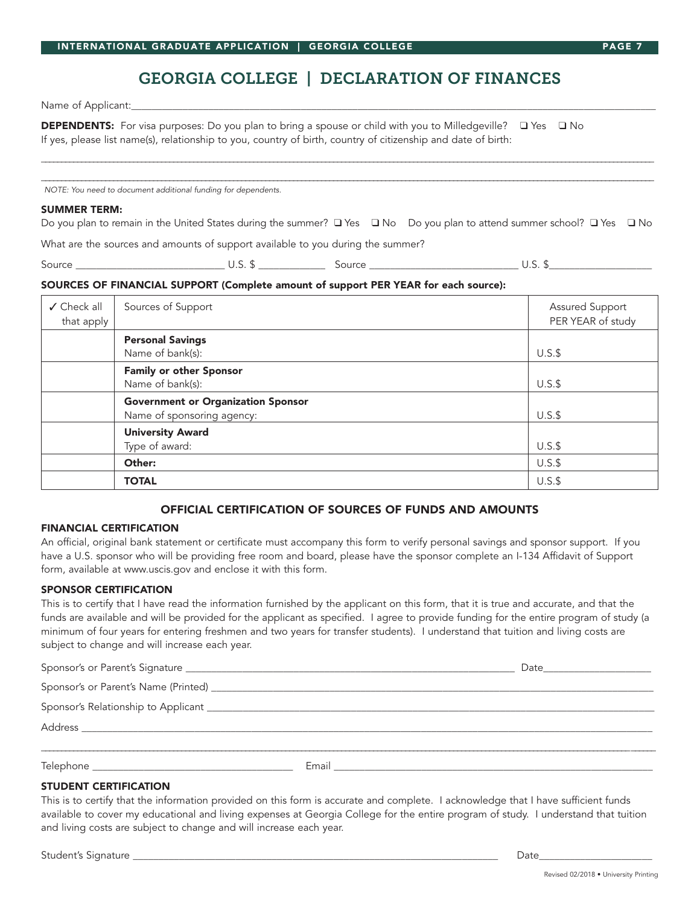# GEORGIA COLLEGE | DECLARATION OF FINANCES

Name of Applicant:_______________________________________________

**DEPENDENTS:** For visa purposes: Do you plan to bring a spouse or child with you to Milledgeville? ❑ Yes ❑ No
If yes, please list name(s), relationship to you, country of birth, country of citizenship and date of birth:

_______________________________________________

_______________________________________________

*NOTE: You need to document additional funding for dependents.*

### SUMMER TERM:

Do you plan to remain in the United States during the summer? ❑ Yes ❑ No Do you plan to attend summer school? ❑ Yes ❑ No

What are the sources and amounts of support available to you during the summer?

Source ____________________ U.S. $ __________ Source ____________________ U.S. $______________

### SOURCES OF FINANCIAL SUPPORT (Complete amount of support PER YEAR for each source):

| ✓ Check all that apply | Sources of Support | Assured Support PER YEAR of study |
|---|---|---|
| | **Personal Savings** Name of bank(s): | U.S.$ |
| | **Family or other Sponsor** Name of bank(s): | U.S.$ |
| | **Government or Organization Sponsor** Name of sponsoring agency: | U.S.$ |
| | **University Award** Type of award: | U.S.$ |
| | **Other:** | U.S.$ |
| | **TOTAL** | U.S.$ |

## OFFICIAL CERTIFICATION OF SOURCES OF FUNDS AND AMOUNTS

### FINANCIAL CERTIFICATION

An official, original bank statement or certificate must accompany this form to verify personal savings and sponsor support. If you have a U.S. sponsor who will be providing free room and board, please have the sponsor complete an I-134 Affidavit of Support form, available at www.uscis.gov and enclose it with this form.

### SPONSOR CERTIFICATION

This is to certify that I have read the information furnished by the applicant on this form, that it is true and accurate, and that the funds are available and will be provided for the applicant as specified. I agree to provide funding for the entire program of study (a minimum of four years for entering freshmen and two years for transfer students). I understand that tuition and living costs are subject to change and will increase each year.

Sponsor's or Parent's Signature ____________________________________ Date______________

Sponsor's or Parent's Name (Printed) _______________________________________________

Sponsor's Relationship to Applicant _______________________________________________

Address _______________________________________________

_______________________________________________

Telephone ________________________ Email ____________________________________

### STUDENT CERTIFICATION

This is to certify that the information provided on this form is accurate and complete. I acknowledge that I have sufficient funds available to cover my educational and living expenses at Georgia College for the entire program of study. I understand that tuition and living costs are subject to change and will increase each year.

Student's Signature ____________________________________ Date______________

Revised 02/2018 • University Printing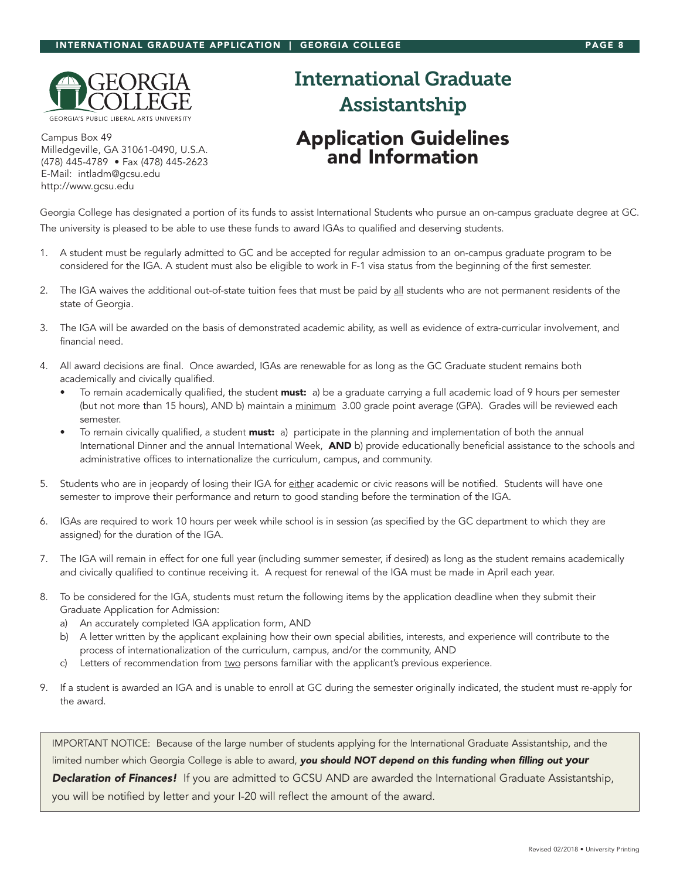GEORGIA COLLEGE
GEORGIA'S PUBLIC LIBERAL ARTS UNIVERSITY

Campus Box 49
Milledgeville, GA 31061-0490, U.S.A.
(478) 445-4789 • Fax (478) 445-2623
E-Mail: intladm@gcsu.edu
http://www.gcsu.edu

# International Graduate Assistantship

## Application Guidelines and Information

Georgia College has designated a portion of its funds to assist International Students who pursue an on-campus graduate degree at GC. The university is pleased to be able to use these funds to award IGAs to qualified and deserving students.

1. A student must be regularly admitted to GC and be accepted for regular admission to an on-campus graduate program to be considered for the IGA. A student must also be eligible to work in F-1 visa status from the beginning of the first semester.
2. The IGA waives the additional out-of-state tuition fees that must be paid by all students who are not permanent residents of the state of Georgia.
3. The IGA will be awarded on the basis of demonstrated academic ability, as well as evidence of extra-curricular involvement, and financial need.
4. All award decisions are final. Once awarded, IGAs are renewable for as long as the GC Graduate student remains both academically and civically qualified.
   - To remain academically qualified, the student **must:** a) be a graduate carrying a full academic load of 9 hours per semester (but not more than 15 hours), AND b) maintain a minimum 3.00 grade point average (GPA). Grades will be reviewed each semester.
   - To remain civically qualified, a student **must:** a) participate in the planning and implementation of both the annual International Dinner and the annual International Week, **AND** b) provide educationally beneficial assistance to the schools and administrative offices to internationalize the curriculum, campus, and community.
5. Students who are in jeopardy of losing their IGA for either academic or civic reasons will be notified. Students will have one semester to improve their performance and return to good standing before the termination of the IGA.
6. IGAs are required to work 10 hours per week while school is in session (as specified by the GC department to which they are assigned) for the duration of the IGA.
7. The IGA will remain in effect for one full year (including summer semester, if desired) as long as the student remains academically and civically qualified to continue receiving it. A request for renewal of the IGA must be made in April each year.
8. To be considered for the IGA, students must return the following items by the application deadline when they submit their Graduate Application for Admission:
   a) An accurately completed IGA application form, AND
   b) A letter written by the applicant explaining how their own special abilities, interests, and experience will contribute to the process of internationalization of the curriculum, campus, and/or the community, AND
   c) Letters of recommendation from two persons familiar with the applicant's previous experience.
9. If a student is awarded an IGA and is unable to enroll at GC during the semester originally indicated, the student must re-apply for the award.

IMPORTANT NOTICE: Because of the large number of students applying for the International Graduate Assistantship, and the limited number which Georgia College is able to award, ***you should NOT depend on this funding when filling out your Declaration of Finances!*** If you are admitted to GCSU AND are awarded the International Graduate Assistantship, you will be notified by letter and your I-20 will reflect the amount of the award.

Revised 02/2018 • University Printing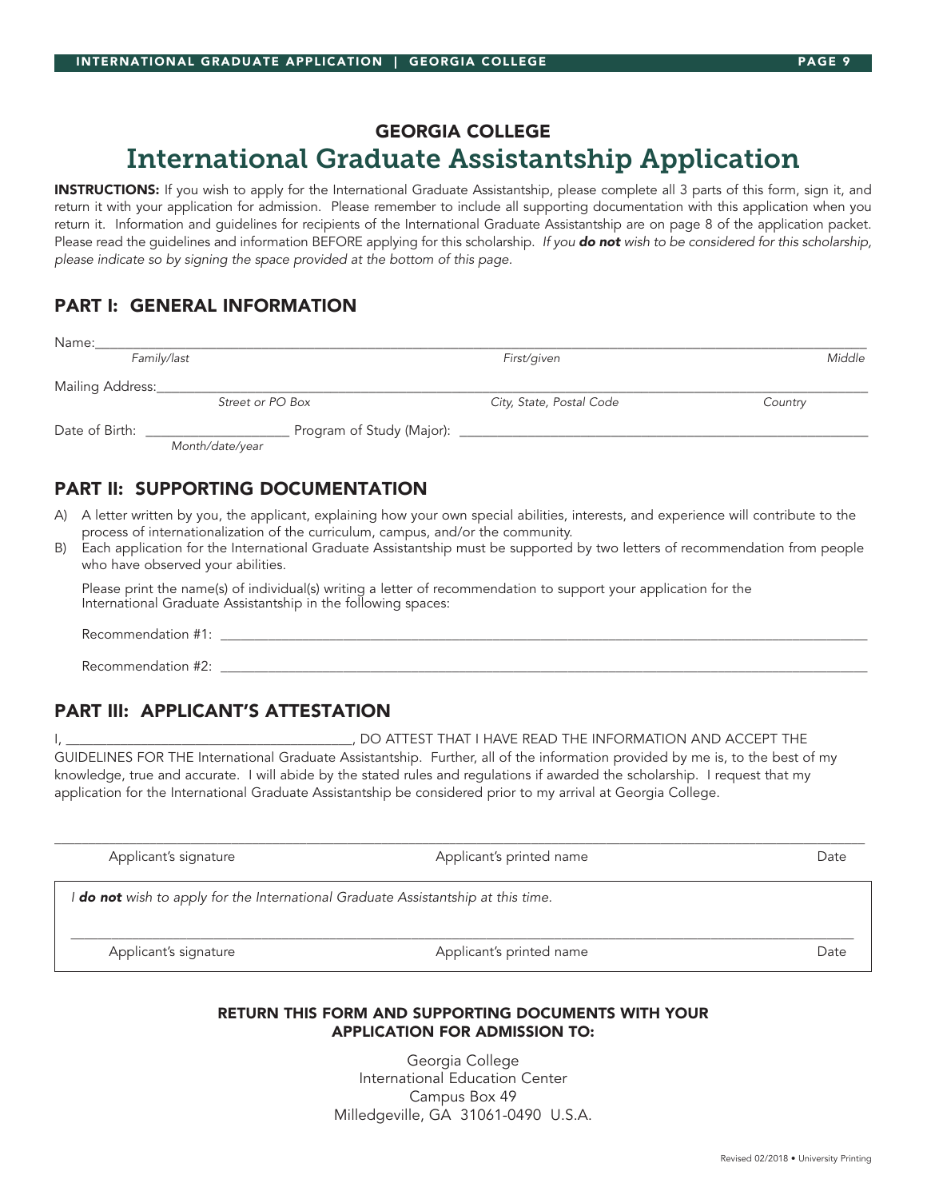## GEORGIA COLLEGE

# International Graduate Assistantship Application

**INSTRUCTIONS:** If you wish to apply for the International Graduate Assistantship, please complete all 3 parts of this form, sign it, and return it with your application for admission. Please remember to include all supporting documentation with this application when you return it. Information and guidelines for recipients of the International Graduate Assistantship are on page 8 of the application packet. Please read the guidelines and information BEFORE applying for this scholarship. *If you **do not** wish to be considered for this scholarship, please indicate so by signing the space provided at the bottom of this page.*

## PART I: GENERAL INFORMATION

Name:______________________________________________________________________________________

*Family/last* *First/given* *Middle*

Mailing Address:______________________________________________________________________________

*Street or PO Box* *City, State, Postal Code* *Country*

Date of Birth: ____________________ Program of Study (Major): ______________________________________

*Month/date/year*

## PART II: SUPPORTING DOCUMENTATION

A) A letter written by you, the applicant, explaining how your own special abilities, interests, and experience will contribute to the process of internationalization of the curriculum, campus, and/or the community.

B) Each application for the International Graduate Assistantship must be supported by two letters of recommendation from people who have observed your abilities.

Please print the name(s) of individual(s) writing a letter of recommendation to support your application for the International Graduate Assistantship in the following spaces:

Recommendation #1: _________________________________________________________________________

Recommendation #2: _________________________________________________________________________

## PART III: APPLICANT'S ATTESTATION

I, ________________________________________, DO ATTEST THAT I HAVE READ THE INFORMATION AND ACCEPT THE GUIDELINES FOR THE International Graduate Assistantship. Further, all of the information provided by me is, to the best of my knowledge, true and accurate. I will abide by the stated rules and regulations if awarded the scholarship. I request that my application for the International Graduate Assistantship be considered prior to my arrival at Georgia College.

_____________________________________________________________________________________________

Applicant's signature Applicant's printed name Date

*I **do not** wish to apply for the International Graduate Assistantship at this time.*

_____________________________________________________________________________________________

Applicant's signature Applicant's printed name Date

**RETURN THIS FORM AND SUPPORTING DOCUMENTS WITH YOUR APPLICATION FOR ADMISSION TO:**

Georgia College
International Education Center
Campus Box 49
Milledgeville, GA 31061-0490 U.S.A.

Revised 02/2018 • University Printing